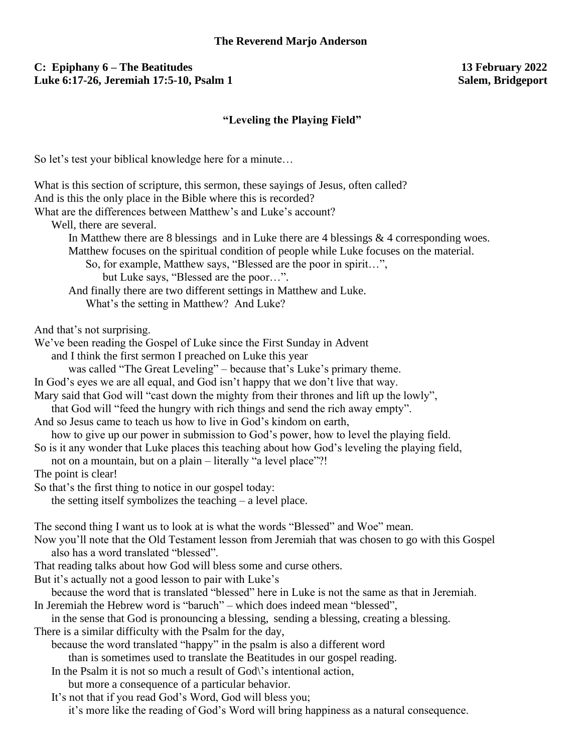**The Reverend Marjo Anderson**

**C: Epiphany 6 – The Beatitudes** **13 February 2022**
**Luke 6:17-26, Jeremiah 17:5-10, Psalm 1** **Salem, Bridgeport**

## "Leveling the Playing Field"

So let's test your biblical knowledge here for a minute…

What is this section of scripture, this sermon, these sayings of Jesus, often called?
And is this the only place in the Bible where this is recorded?
What are the differences between Matthew's and Luke's account?
Well, there are several.
In Matthew there are 8 blessings and in Luke there are 4 blessings & 4 corresponding woes.
Matthew focuses on the spiritual condition of people while Luke focuses on the material.
So, for example, Matthew says, "Blessed are the poor in spirit…",
but Luke says, "Blessed are the poor…".
And finally there are two different settings in Matthew and Luke.
What's the setting in Matthew? And Luke?

And that's not surprising.
We've been reading the Gospel of Luke since the First Sunday in Advent
and I think the first sermon I preached on Luke this year
was called "The Great Leveling" – because that's Luke's primary theme.
In God's eyes we are all equal, and God isn't happy that we don't live that way.
Mary said that God will "cast down the mighty from their thrones and lift up the lowly",
that God will "feed the hungry with rich things and send the rich away empty".
And so Jesus came to teach us how to live in God's kindom on earth,
how to give up our power in submission to God's power, how to level the playing field.
So is it any wonder that Luke places this teaching about how God's leveling the playing field,
not on a mountain, but on a plain – literally "a level place"?!
The point is clear!
So that's the first thing to notice in our gospel today:
the setting itself symbolizes the teaching – a level place.

The second thing I want us to look at is what the words "Blessed" and Woe" mean.
Now you'll note that the Old Testament lesson from Jeremiah that was chosen to go with this Gospel
also has a word translated "blessed".
That reading talks about how God will bless some and curse others.
But it's actually not a good lesson to pair with Luke's
because the word that is translated "blessed" here in Luke is not the same as that in Jeremiah.
In Jeremiah the Hebrew word is "baruch" – which does indeed mean "blessed",
in the sense that God is pronouncing a blessing, sending a blessing, creating a blessing.
There is a similar difficulty with the Psalm for the day,
because the word translated "happy" in the psalm is also a different word
than is sometimes used to translate the Beatitudes in our gospel reading.
In the Psalm it is not so much a result of God\'s intentional action,
but more a consequence of a particular behavior.
It's not that if you read God's Word, God will bless you;
it's more like the reading of God's Word will bring happiness as a natural consequence.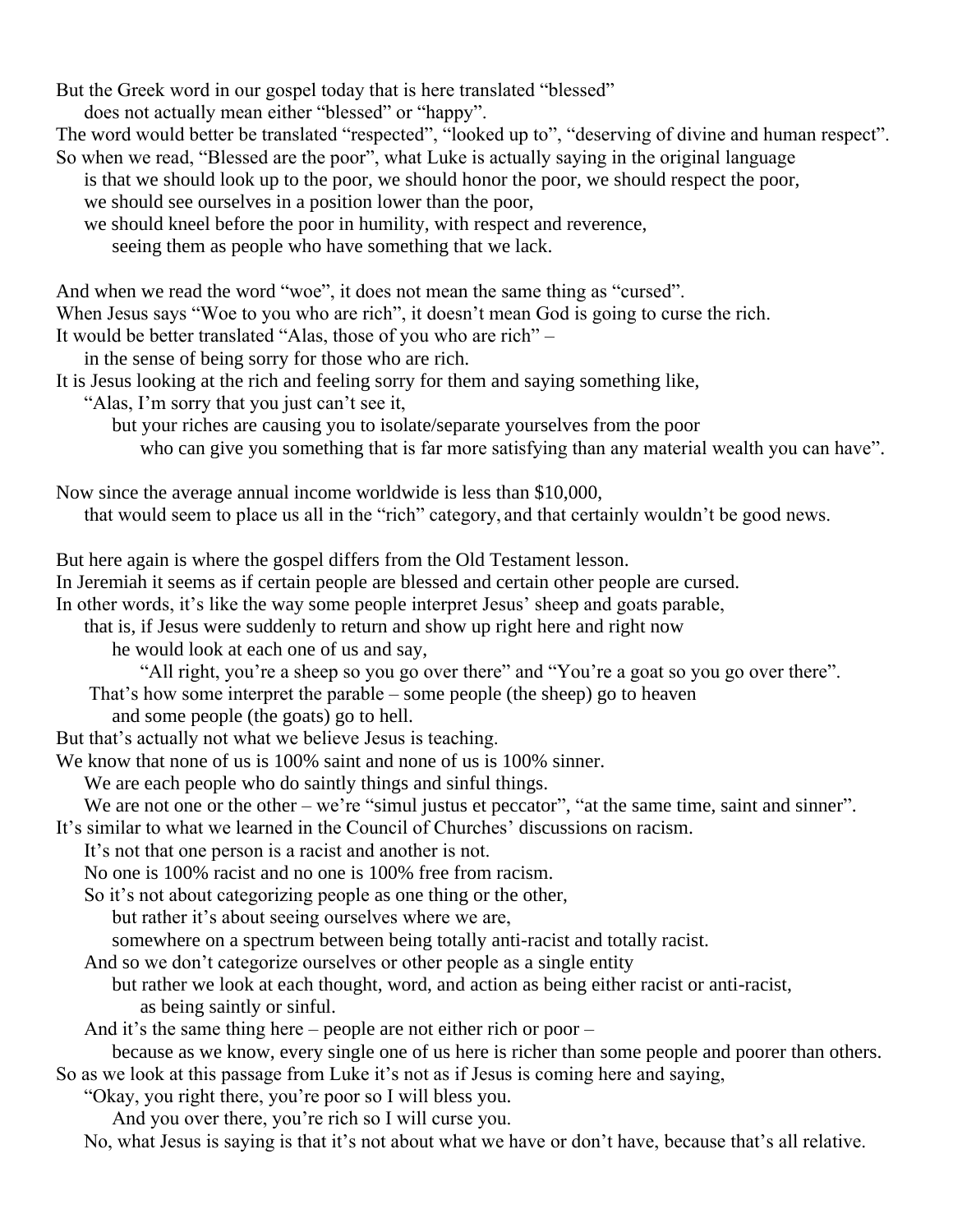But the Greek word in our gospel today that is here translated "blessed"
does not actually mean either "blessed" or "happy".
The word would better be translated "respected", "looked up to", "deserving of divine and human respect".
So when we read, "Blessed are the poor", what Luke is actually saying in the original language
is that we should look up to the poor, we should honor the poor, we should respect the poor,
we should see ourselves in a position lower than the poor,
we should kneel before the poor in humility, with respect and reverence,
seeing them as people who have something that we lack.

And when we read the word "woe", it does not mean the same thing as "cursed".
When Jesus says "Woe to you who are rich", it doesn't mean God is going to curse the rich.
It would be better translated "Alas, those of you who are rich" –
in the sense of being sorry for those who are rich.
It is Jesus looking at the rich and feeling sorry for them and saying something like,
"Alas, I'm sorry that you just can't see it,
but your riches are causing you to isolate/separate yourselves from the poor
who can give you something that is far more satisfying than any material wealth you can have".

Now since the average annual income worldwide is less than $10,000,
that would seem to place us all in the "rich" category, and that certainly wouldn't be good news.

But here again is where the gospel differs from the Old Testament lesson.
In Jeremiah it seems as if certain people are blessed and certain other people are cursed.
In other words, it's like the way some people interpret Jesus' sheep and goats parable,
that is, if Jesus were suddenly to return and show up right here and right now
he would look at each one of us and say,
"All right, you're a sheep so you go over there" and "You're a goat so you go over there".
That's how some interpret the parable – some people (the sheep) go to heaven
and some people (the goats) go to hell.
But that's actually not what we believe Jesus is teaching.
We know that none of us is 100% saint and none of us is 100% sinner.
We are each people who do saintly things and sinful things.
We are not one or the other – we're "simul justus et peccator", "at the same time, saint and sinner".
It's similar to what we learned in the Council of Churches' discussions on racism.
It's not that one person is a racist and another is not.
No one is 100% racist and no one is 100% free from racism.
So it's not about categorizing people as one thing or the other,
but rather it's about seeing ourselves where we are,
somewhere on a spectrum between being totally anti-racist and totally racist.
And so we don't categorize ourselves or other people as a single entity
but rather we look at each thought, word, and action as being either racist or anti-racist,
as being saintly or sinful.
And it's the same thing here – people are not either rich or poor –
because as we know, every single one of us here is richer than some people and poorer than others.
So as we look at this passage from Luke it's not as if Jesus is coming here and saying,
"Okay, you right there, you're poor so I will bless you.
And you over there, you're rich so I will curse you.
No, what Jesus is saying is that it's not about what we have or don't have, because that's all relative.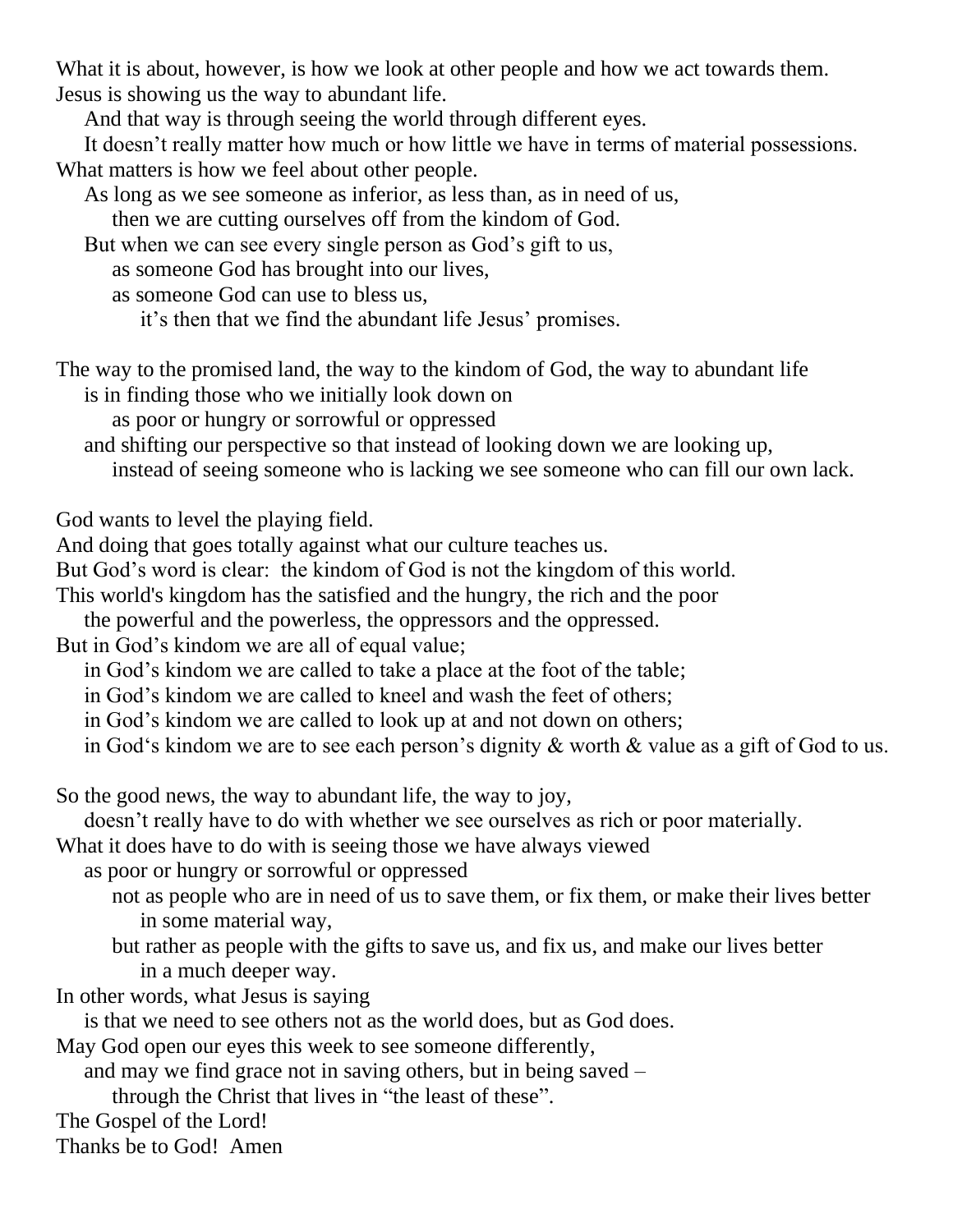What it is about, however, is how we look at other people and how we act towards them.
Jesus is showing us the way to abundant life.

And that way is through seeing the world through different eyes.

It doesn't really matter how much or how little we have in terms of material possessions.
What matters is how we feel about other people.

As long as we see someone as inferior, as less than, as in need of us,
then we are cutting ourselves off from the kindom of God.

But when we can see every single person as God's gift to us,
as someone God has brought into our lives,
as someone God can use to bless us,
it's then that we find the abundant life Jesus' promises.

The way to the promised land, the way to the kindom of God, the way to abundant life
is in finding those who we initially look down on
as poor or hungry or sorrowful or oppressed
and shifting our perspective so that instead of looking down we are looking up,
instead of seeing someone who is lacking we see someone who can fill our own lack.

God wants to level the playing field.
And doing that goes totally against what our culture teaches us.
But God's word is clear: the kindom of God is not the kingdom of this world.
This world's kingdom has the satisfied and the hungry, the rich and the poor
the powerful and the powerless, the oppressors and the oppressed.
But in God's kindom we are all of equal value;
in God's kindom we are called to take a place at the foot of the table;
in God's kindom we are called to kneel and wash the feet of others;
in God's kindom we are called to look up at and not down on others;
in God's kindom we are to see each person's dignity & worth & value as a gift of God to us.

So the good news, the way to abundant life, the way to joy,
doesn't really have to do with whether we see ourselves as rich or poor materially.
What it does have to do with is seeing those we have always viewed
as poor or hungry or sorrowful or oppressed
not as people who are in need of us to save them, or fix them, or make their lives better
in some material way,
but rather as people with the gifts to save us, and fix us, and make our lives better
in a much deeper way.
In other words, what Jesus is saying
is that we need to see others not as the world does, but as God does.
May God open our eyes this week to see someone differently,
and may we find grace not in saving others, but in being saved –
through the Christ that lives in "the least of these".
The Gospel of the Lord!
Thanks be to God! Amen